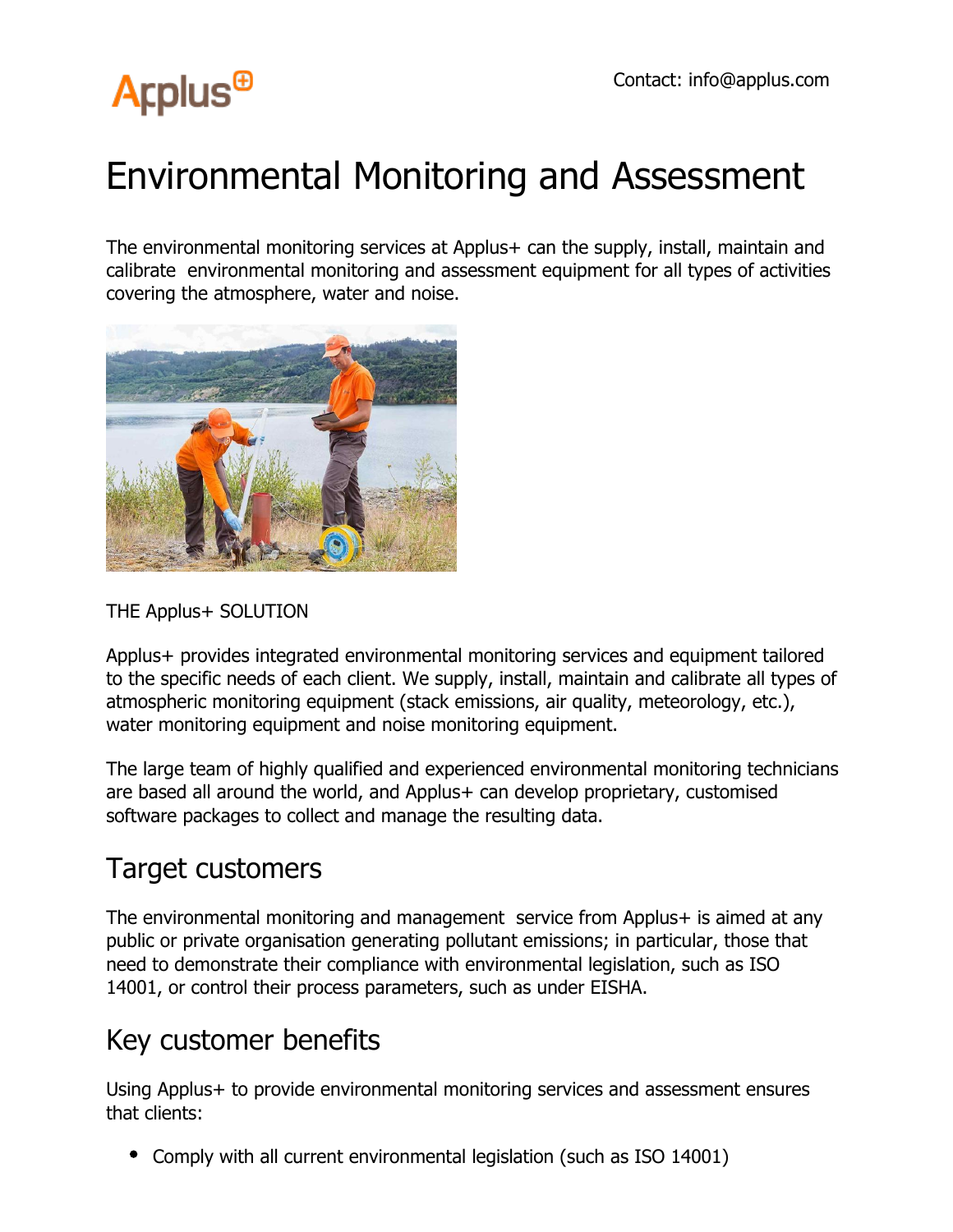Contact: info@applus.com

# Environmental Monitoring and Assessment

The environmental monitoring services at Applus+ can the supply, install, maintain and calibrate environmental monitoring and assessment equipment for all types of activities covering the atmosphere, water and noise.

THE Applus+ SOLUTION

Applus+ provides integrated environmental monitoring services and equipment tailored to the specific needs of each client. We supply, install, maintain and calibrate all types of atmospheric monitoring equipment (stack emissions, air quality, meteorology, etc.), water monitoring equipment and noise monitoring equipment.

The large team of highly qualified and experienced environmental monitoring technicians are based all around the world, and Applus+ can develop proprietary, customised software packages to collect and manage the resulting data.

## Target customers

The environmental monitoring and management service from Applus+ is aimed at any public or private organisation generating pollutant emissions; in particular, those that need to demonstrate their compliance with environmental legislation, such as ISO 14001, or control their process parameters, such as under EISHA.

## Key customer benefits

Using Applus+ to provide environmental monitoring services and assessment ensures that clients:

- Comply with all current environmental legislation (such as ISO 14001)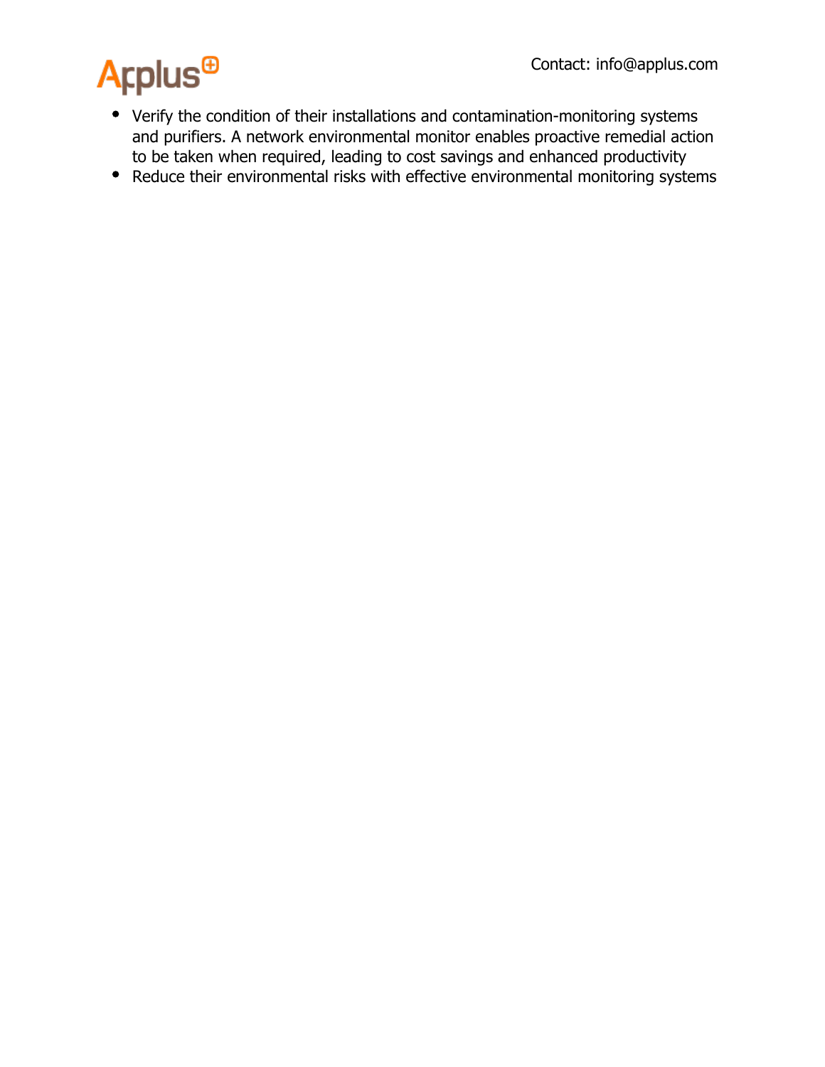- Verify the condition of their installations and contamination-monitoring systems and purifiers. A network environmental monitor enables proactive remedial action to be taken when required, leading to cost savings and enhanced productivity
- Reduce their environmental risks with effective environmental monitoring systems